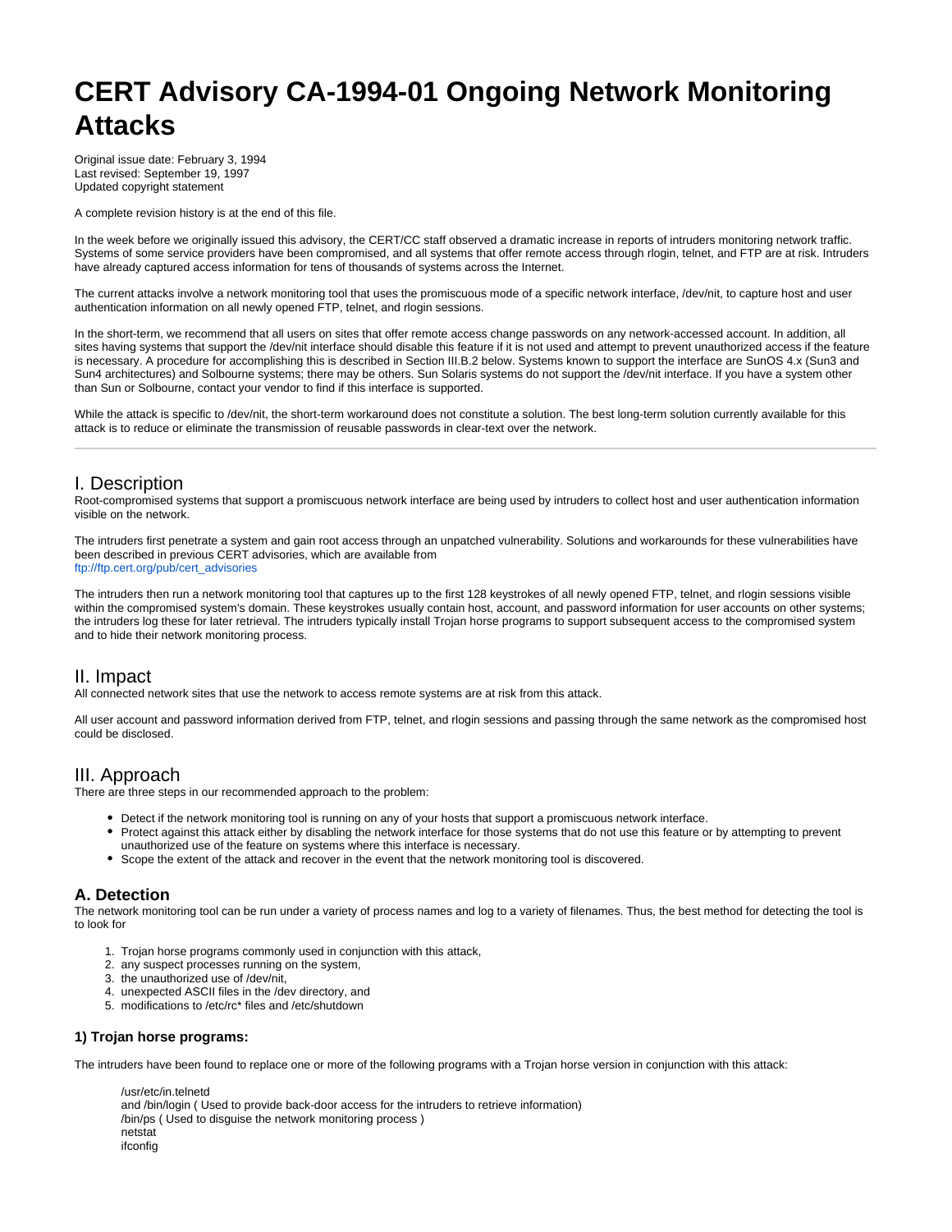# CERT Advisory CA-1994-01 Ongoing Network Monitoring Attacks

Original issue date: February 3, 1994
Last revised: September 19, 1997
Updated copyright statement

A complete revision history is at the end of this file.

In the week before we originally issued this advisory, the CERT/CC staff observed a dramatic increase in reports of intruders monitoring network traffic. Systems of some service providers have been compromised, and all systems that offer remote access through rlogin, telnet, and FTP are at risk. Intruders have already captured access information for tens of thousands of systems across the Internet.

The current attacks involve a network monitoring tool that uses the promiscuous mode of a specific network interface, /dev/nit, to capture host and user authentication information on all newly opened FTP, telnet, and rlogin sessions.

In the short-term, we recommend that all users on sites that offer remote access change passwords on any network-accessed account. In addition, all sites having systems that support the /dev/nit interface should disable this feature if it is not used and attempt to prevent unauthorized access if the feature is necessary. A procedure for accomplishing this is described in Section III.B.2 below. Systems known to support the interface are SunOS 4.x (Sun3 and Sun4 architectures) and Solbourne systems; there may be others. Sun Solaris systems do not support the /dev/nit interface. If you have a system other than Sun or Solbourne, contact your vendor to find if this interface is supported.

While the attack is specific to /dev/nit, the short-term workaround does not constitute a solution. The best long-term solution currently available for this attack is to reduce or eliminate the transmission of reusable passwords in clear-text over the network.

---

## I. Description

Root-compromised systems that support a promiscuous network interface are being used by intruders to collect host and user authentication information visible on the network.

The intruders first penetrate a system and gain root access through an unpatched vulnerability. Solutions and workarounds for these vulnerabilities have been described in previous CERT advisories, which are available from
ftp://ftp.cert.org/pub/cert_advisories

The intruders then run a network monitoring tool that captures up to the first 128 keystrokes of all newly opened FTP, telnet, and rlogin sessions visible within the compromised system's domain. These keystrokes usually contain host, account, and password information for user accounts on other systems; the intruders log these for later retrieval. The intruders typically install Trojan horse programs to support subsequent access to the compromised system and to hide their network monitoring process.

## II. Impact

All connected network sites that use the network to access remote systems are at risk from this attack.

All user account and password information derived from FTP, telnet, and rlogin sessions and passing through the same network as the compromised host could be disclosed.

## III. Approach

There are three steps in our recommended approach to the problem:

- Detect if the network monitoring tool is running on any of your hosts that support a promiscuous network interface.
- Protect against this attack either by disabling the network interface for those systems that do not use this feature or by attempting to prevent unauthorized use of the feature on systems where this interface is necessary.
- Scope the extent of the attack and recover in the event that the network monitoring tool is discovered.

### A. Detection

The network monitoring tool can be run under a variety of process names and log to a variety of filenames. Thus, the best method for detecting the tool is to look for

1. Trojan horse programs commonly used in conjunction with this attack,
2. any suspect processes running on the system,
3. the unauthorized use of /dev/nit,
4. unexpected ASCII files in the /dev directory, and
5. modifications to /etc/rc* files and /etc/shutdown

#### 1) Trojan horse programs:

The intruders have been found to replace one or more of the following programs with a Trojan horse version in conjunction with this attack:

/usr/etc/in.telnetd
and /bin/login ( Used to provide back-door access for the intruders to retrieve information)
/bin/ps ( Used to disguise the network monitoring process )
netstat
ifconfig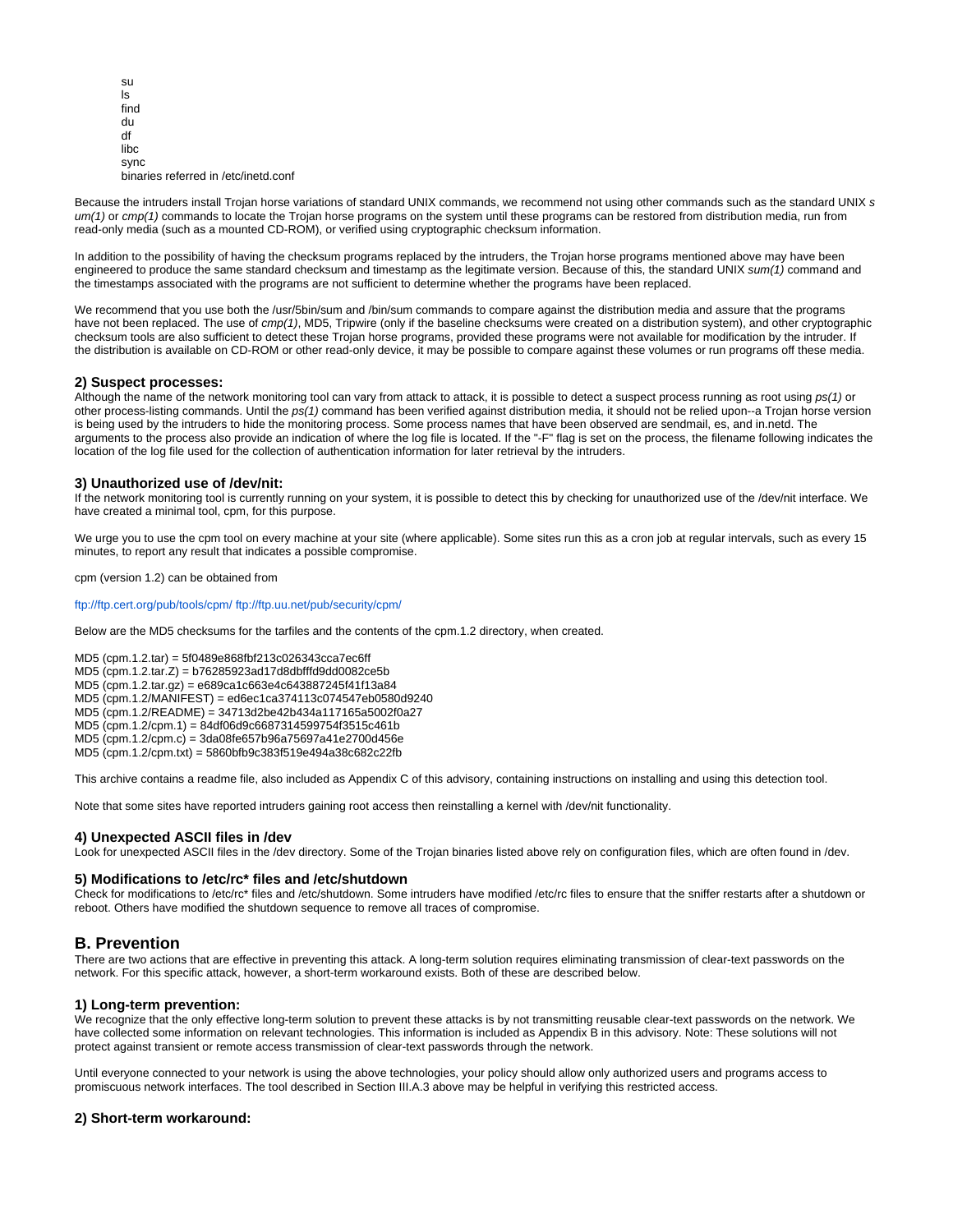su
ls
find
du
df
libc
sync
binaries referred in /etc/inetd.conf

Because the intruders install Trojan horse variations of standard UNIX commands, we recommend not using other commands such as the standard UNIX *sum(1)* or *cmp(1)* commands to locate the Trojan horse programs on the system until these programs can be restored from distribution media, run from read-only media (such as a mounted CD-ROM), or verified using cryptographic checksum information.

In addition to the possibility of having the checksum programs replaced by the intruders, the Trojan horse programs mentioned above may have been engineered to produce the same standard checksum and timestamp as the legitimate version. Because of this, the standard UNIX *sum(1)* command and the timestamps associated with the programs are not sufficient to determine whether the programs have been replaced.

We recommend that you use both the /usr/5bin/sum and /bin/sum commands to compare against the distribution media and assure that the programs have not been replaced. The use of *cmp(1)*, MD5, Tripwire (only if the baseline checksums were created on a distribution system), and other cryptographic checksum tools are also sufficient to detect these Trojan horse programs, provided these programs were not available for modification by the intruder. If the distribution is available on CD-ROM or other read-only device, it may be possible to compare against these volumes or run programs off these media.

### 2) Suspect processes:

Although the name of the network monitoring tool can vary from attack to attack, it is possible to detect a suspect process running as root using *ps(1)* or other process-listing commands. Until the *ps(1)* command has been verified against distribution media, it should not be relied upon--a Trojan horse version is being used by the intruders to hide the monitoring process. Some process names that have been observed are sendmail, es, and in.netd. The arguments to the process also provide an indication of where the log file is located. If the "-F" flag is set on the process, the filename following indicates the location of the log file used for the collection of authentication information for later retrieval by the intruders.

### 3) Unauthorized use of /dev/nit:

If the network monitoring tool is currently running on your system, it is possible to detect this by checking for unauthorized use of the /dev/nit interface. We have created a minimal tool, cpm, for this purpose.

We urge you to use the cpm tool on every machine at your site (where applicable). Some sites run this as a cron job at regular intervals, such as every 15 minutes, to report any result that indicates a possible compromise.

cpm (version 1.2) can be obtained from

ftp://ftp.cert.org/pub/tools/cpm/ ftp://ftp.uu.net/pub/security/cpm/

Below are the MD5 checksums for the tarfiles and the contents of the cpm.1.2 directory, when created.

MD5 (cpm.1.2.tar) = 5f0489e868fbf213c026343cca7ec6ff
MD5 (cpm.1.2.tar.Z) = b76285923ad17d8dbfffd9dd0082ce5b
MD5 (cpm.1.2.tar.gz) = e689ca1c663e4c643887245f41f13a84
MD5 (cpm.1.2/MANIFEST) = ed6ec1ca374113c074547eb0580d9240
MD5 (cpm.1.2/README) = 34713d2be42b434a117165a5002f0a27
MD5 (cpm.1.2/cpm.1) = 84df06d9c6687314599754f3515c461b
MD5 (cpm.1.2/cpm.c) = 3da08fe657b96a75697a41e2700d456e
MD5 (cpm.1.2/cpm.txt) = 5860bfb9c383f519e494a38c682c22fb

This archive contains a readme file, also included as Appendix C of this advisory, containing instructions on installing and using this detection tool.

Note that some sites have reported intruders gaining root access then reinstalling a kernel with /dev/nit functionality.

### 4) Unexpected ASCII files in /dev

Look for unexpected ASCII files in the /dev directory. Some of the Trojan binaries listed above rely on configuration files, which are often found in /dev.

### 5) Modifications to /etc/rc* files and /etc/shutdown

Check for modifications to /etc/rc* files and /etc/shutdown. Some intruders have modified /etc/rc files to ensure that the sniffer restarts after a shutdown or reboot. Others have modified the shutdown sequence to remove all traces of compromise.

## B. Prevention

There are two actions that are effective in preventing this attack. A long-term solution requires eliminating transmission of clear-text passwords on the network. For this specific attack, however, a short-term workaround exists. Both of these are described below.

### 1) Long-term prevention:

We recognize that the only effective long-term solution to prevent these attacks is by not transmitting reusable clear-text passwords on the network. We have collected some information on relevant technologies. This information is included as Appendix B in this advisory. Note: These solutions will not protect against transient or remote access transmission of clear-text passwords through the network.

Until everyone connected to your network is using the above technologies, your policy should allow only authorized users and programs access to promiscuous network interfaces. The tool described in Section III.A.3 above may be helpful in verifying this restricted access.

### 2) Short-term workaround: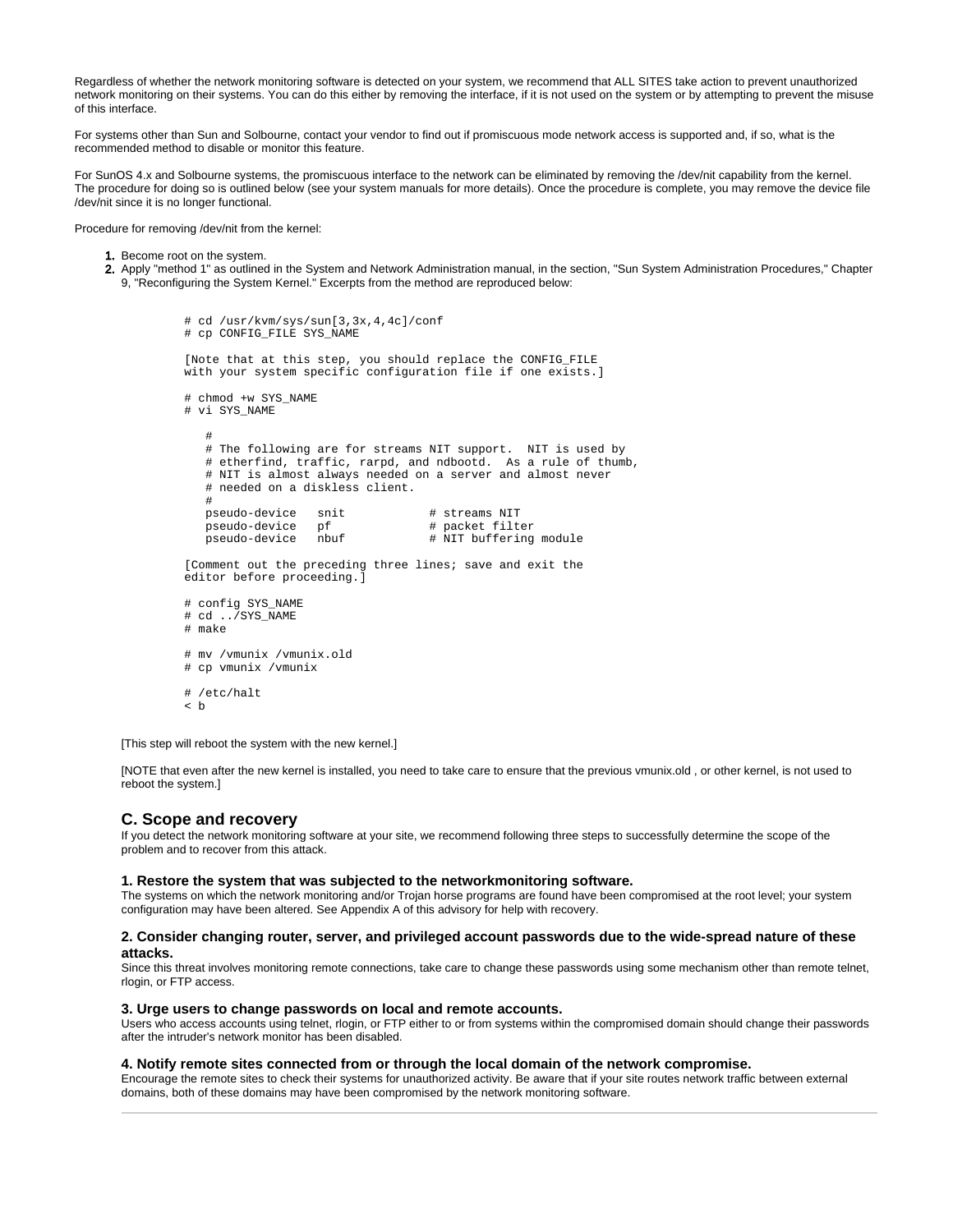Regardless of whether the network monitoring software is detected on your system, we recommend that ALL SITES take action to prevent unauthorized network monitoring on their systems. You can do this either by removing the interface, if it is not used on the system or by attempting to prevent the misuse of this interface.

For systems other than Sun and Solbourne, contact your vendor to find out if promiscuous mode network access is supported and, if so, what is the recommended method to disable or monitor this feature.

For SunOS 4.x and Solbourne systems, the promiscuous interface to the network can be eliminated by removing the /dev/nit capability from the kernel. The procedure for doing so is outlined below (see your system manuals for more details). Once the procedure is complete, you may remove the device file /dev/nit since it is no longer functional.

Procedure for removing /dev/nit from the kernel:

1. Become root on the system.
2. Apply "method 1" as outlined in the System and Network Administration manual, in the section, "Sun System Administration Procedures," Chapter 9, "Reconfiguring the System Kernel." Excerpts from the method are reproduced below:

```
# cd /usr/kvm/sys/sun[3,3x,4,4c]/conf
# cp CONFIG_FILE SYS_NAME

[Note that at this step, you should replace the CONFIG_FILE
with your system specific configuration file if one exists.]

# chmod +w SYS_NAME
# vi SYS_NAME

   #
   # The following are for streams NIT support.  NIT is used by
   # etherfind, traffic, rarpd, and ndbootd.  As a rule of thumb,
   # NIT is almost always needed on a server and almost never
   # needed on a diskless client.
   #
   pseudo-device   snit            # streams NIT
   pseudo-device   pf              # packet filter
   pseudo-device   nbuf            # NIT buffering module

[Comment out the preceding three lines; save and exit the
editor before proceeding.]

# config SYS_NAME
# cd ../SYS_NAME
# make

# mv /vmunix /vmunix.old
# cp vmunix /vmunix

# /etc/halt
< b
```

[This step will reboot the system with the new kernel.]

[NOTE that even after the new kernel is installed, you need to take care to ensure that the previous vmunix.old , or other kernel, is not used to reboot the system.]

## C. Scope and recovery

If you detect the network monitoring software at your site, we recommend following three steps to successfully determine the scope of the problem and to recover from this attack.

### 1. Restore the system that was subjected to the networkmonitoring software.

The systems on which the network monitoring and/or Trojan horse programs are found have been compromised at the root level; your system configuration may have been altered. See Appendix A of this advisory for help with recovery.

### 2. Consider changing router, server, and privileged account passwords due to the wide-spread nature of these attacks.

Since this threat involves monitoring remote connections, take care to change these passwords using some mechanism other than remote telnet, rlogin, or FTP access.

### 3. Urge users to change passwords on local and remote accounts.

Users who access accounts using telnet, rlogin, or FTP either to or from systems within the compromised domain should change their passwords after the intruder's network monitor has been disabled.

### 4. Notify remote sites connected from or through the local domain of the network compromise.

Encourage the remote sites to check their systems for unauthorized activity. Be aware that if your site routes network traffic between external domains, both of these domains may have been compromised by the network monitoring software.

---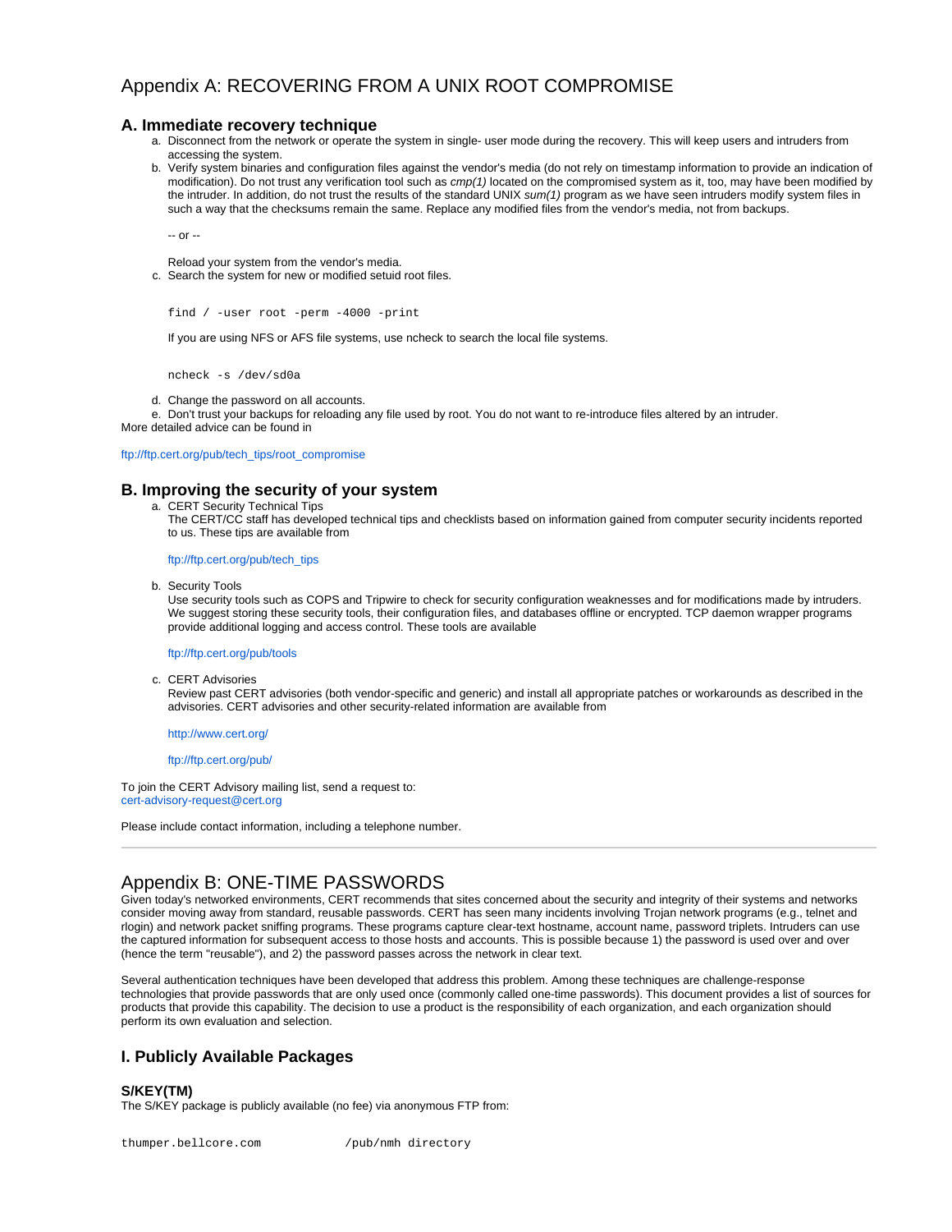# Appendix A: RECOVERING FROM A UNIX ROOT COMPROMISE

## A. Immediate recovery technique

a. Disconnect from the network or operate the system in single- user mode during the recovery. This will keep users and intruders from accessing the system.
b. Verify system binaries and configuration files against the vendor's media (do not rely on timestamp information to provide an indication of modification). Do not trust any verification tool such as *cmp(1)* located on the compromised system as it, too, may have been modified by the intruder. In addition, do not trust the results of the standard UNIX *sum(1)* program as we have seen intruders modify system files in such a way that the checksums remain the same. Replace any modified files from the vendor's media, not from backups.

   -- or --

   Reload your system from the vendor's media.
c. Search the system for new or modified setuid root files.

   ```
   find / -user root -perm -4000 -print
   ```

   If you are using NFS or AFS file systems, use ncheck to search the local file systems.

   ```
   ncheck -s /dev/sd0a
   ```

d. Change the password on all accounts.
e. Don't trust your backups for reloading any file used by root. You do not want to re-introduce files altered by an intruder.

More detailed advice can be found in

ftp://ftp.cert.org/pub/tech_tips/root_compromise

## B. Improving the security of your system

a. CERT Security Technical Tips
   The CERT/CC staff has developed technical tips and checklists based on information gained from computer security incidents reported to us. These tips are available from

   ftp://ftp.cert.org/pub/tech_tips

b. Security Tools
   Use security tools such as COPS and Tripwire to check for security configuration weaknesses and for modifications made by intruders. We suggest storing these security tools, their configuration files, and databases offline or encrypted. TCP daemon wrapper programs provide additional logging and access control. These tools are available

   ftp://ftp.cert.org/pub/tools

c. CERT Advisories
   Review past CERT advisories (both vendor-specific and generic) and install all appropriate patches or workarounds as described in the advisories. CERT advisories and other security-related information are available from

   http://www.cert.org/

   ftp://ftp.cert.org/pub/

To join the CERT Advisory mailing list, send a request to:
cert-advisory-request@cert.org

Please include contact information, including a telephone number.

---

# Appendix B: ONE-TIME PASSWORDS

Given today's networked environments, CERT recommends that sites concerned about the security and integrity of their systems and networks consider moving away from standard, reusable passwords. CERT has seen many incidents involving Trojan network programs (e.g., telnet and rlogin) and network packet sniffing programs. These programs capture clear-text hostname, account name, password triplets. Intruders can use the captured information for subsequent access to those hosts and accounts. This is possible because 1) the password is used over and over (hence the term "reusable"), and 2) the password passes across the network in clear text.

Several authentication techniques have been developed that address this problem. Among these techniques are challenge-response technologies that provide passwords that are only used once (commonly called one-time passwords). This document provides a list of sources for products that provide this capability. The decision to use a product is the responsibility of each organization, and each organization should perform its own evaluation and selection.

## I. Publicly Available Packages

### S/KEY(TM)

The S/KEY package is publicly available (no fee) via anonymous FTP from:

```
thumper.bellcore.com           /pub/nmh directory
```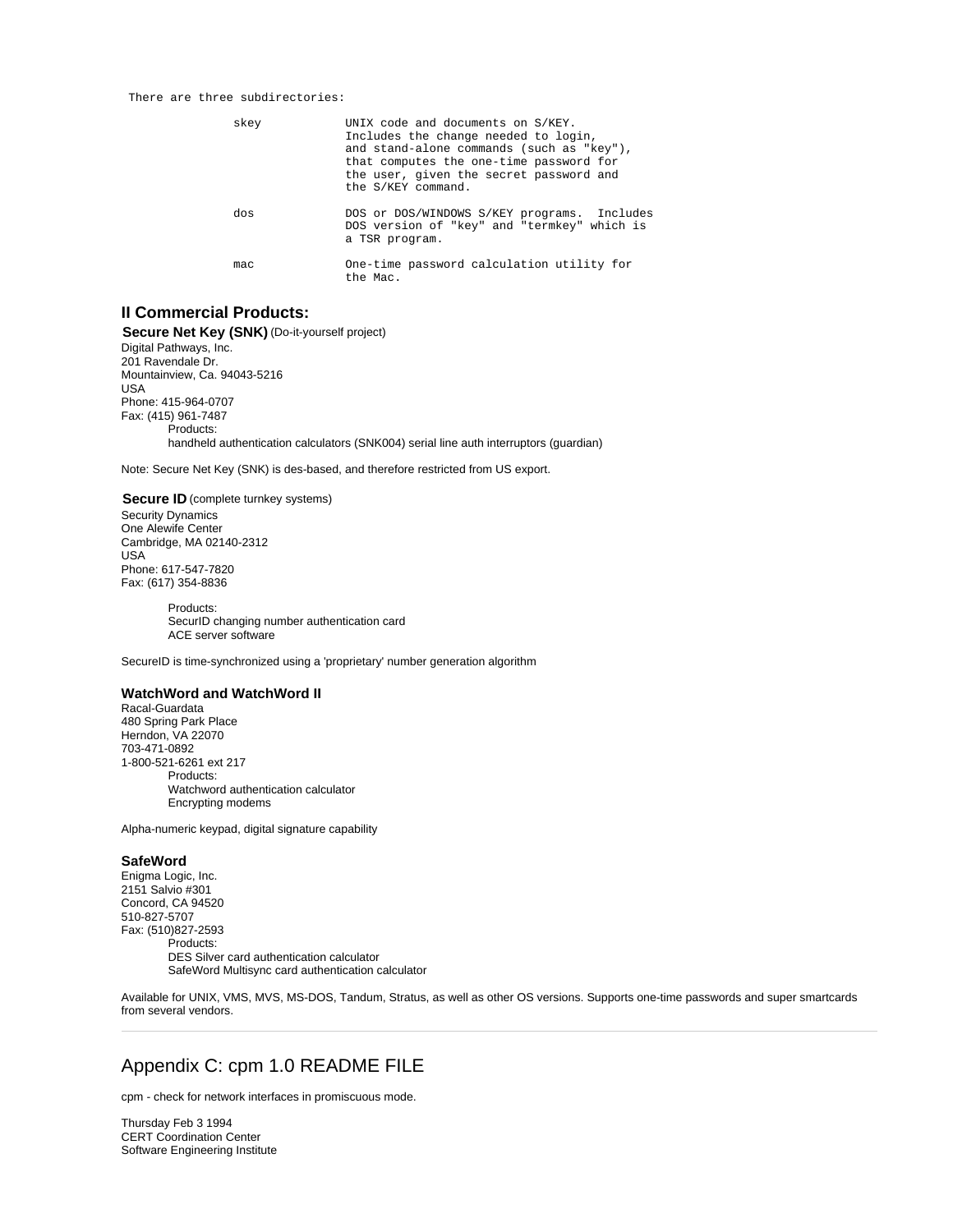```
There are three subdirectories:

             skey          UNIX code and documents on S/KEY.
                           Includes the change needed to login,
                           and stand-alone commands (such as "key"),
                           that computes the one-time password for
                           the user, given the secret password and
                           the S/KEY command.

             dos           DOS or DOS/WINDOWS S/KEY programs.  Includes
                           DOS version of "key" and "termkey" which is
                           a TSR program.

             mac           One-time password calculation utility for
                           the Mac.
```

## II Commercial Products:

**Secure Net Key (SNK)** (Do-it-yourself project)
Digital Pathways, Inc.
201 Ravendale Dr.
Mountainview, Ca. 94043-5216
USA
Phone: 415-964-0707
Fax: (415) 961-7487

Products:
handheld authentication calculators (SNK004) serial line auth interruptors (guardian)

Note: Secure Net Key (SNK) is des-based, and therefore restricted from US export.

**Secure ID** (complete turnkey systems)
Security Dynamics
One Alewife Center
Cambridge, MA 02140-2312
USA
Phone: 617-547-7820
Fax: (617) 354-8836

Products:
SecurID changing number authentication card
ACE server software

SecureID is time-synchronized using a 'proprietary' number generation algorithm

### WatchWord and WatchWord II

Racal-Guardata
480 Spring Park Place
Herndon, VA 22070
703-471-0892
1-800-521-6261 ext 217

Products:
Watchword authentication calculator
Encrypting modems

Alpha-numeric keypad, digital signature capability

### SafeWord

Enigma Logic, Inc.
2151 Salvio #301
Concord, CA 94520
510-827-5707
Fax: (510)827-2593

Products:
DES Silver card authentication calculator
SafeWord Multisync card authentication calculator

Available for UNIX, VMS, MVS, MS-DOS, Tandum, Stratus, as well as other OS versions. Supports one-time passwords and super smartcards from several vendors.

---

## Appendix C: cpm 1.0 README FILE

cpm - check for network interfaces in promiscuous mode.

Thursday Feb 3 1994
CERT Coordination Center
Software Engineering Institute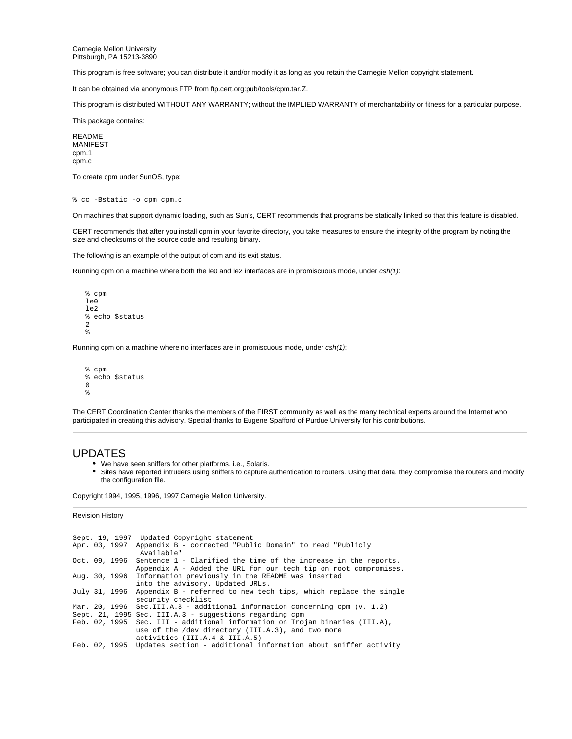Carnegie Mellon University
Pittsburgh, PA 15213-3890

This program is free software; you can distribute it and/or modify it as long as you retain the Carnegie Mellon copyright statement.

It can be obtained via anonymous FTP from ftp.cert.org:pub/tools/cpm.tar.Z.

This program is distributed WITHOUT ANY WARRANTY; without the IMPLIED WARRANTY of merchantability or fitness for a particular purpose.

This package contains:

README
MANIFEST
cpm.1
cpm.c

To create cpm under SunOS, type:

```
% cc -Bstatic -o cpm cpm.c
```

On machines that support dynamic loading, such as Sun's, CERT recommends that programs be statically linked so that this feature is disabled.

CERT recommends that after you install cpm in your favorite directory, you take measures to ensure the integrity of the program by noting the size and checksums of the source code and resulting binary.

The following is an example of the output of cpm and its exit status.

Running cpm on a machine where both the le0 and le2 interfaces are in promiscuous mode, under *csh(1)*:

```
% cpm
le0
le2
% echo $status
2
%
```

Running cpm on a machine where no interfaces are in promiscuous mode, under *csh(1)*:

```
% cpm
% echo $status
0
%
```

---

The CERT Coordination Center thanks the members of the FIRST community as well as the many technical experts around the Internet who participated in creating this advisory. Special thanks to Eugene Spafford of Purdue University for his contributions.

---

## UPDATES

- We have seen sniffers for other platforms, i.e., Solaris.
- Sites have reported intruders using sniffers to capture authentication to routers. Using that data, they compromise the routers and modify the configuration file.

Copyright 1994, 1995, 1996, 1997 Carnegie Mellon University.

---

Revision History

```
Sept. 19, 1997  Updated Copyright statement
Apr. 03, 1997  Appendix B - corrected "Public Domain" to read "Publicly
                Available"
Oct. 09, 1996  Sentence 1 - Clarified the time of the increase in the reports.
               Appendix A - Added the URL for our tech tip on root compromises.
Aug. 30, 1996  Information previously in the README was inserted
               into the advisory. Updated URLs.
July 31, 1996  Appendix B - referred to new tech tips, which replace the single
               security checklist
Mar. 20, 1996  Sec.III.A.3 - additional information concerning cpm (v. 1.2)
Sept. 21, 1995 Sec. III.A.3 - suggestions regarding cpm
Feb. 02, 1995  Sec. III - additional information on Trojan binaries (III.A),
               use of the /dev directory (III.A.3), and two more
               activities (III.A.4 & III.A.5)
Feb. 02, 1995  Updates section - additional information about sniffer activity
```